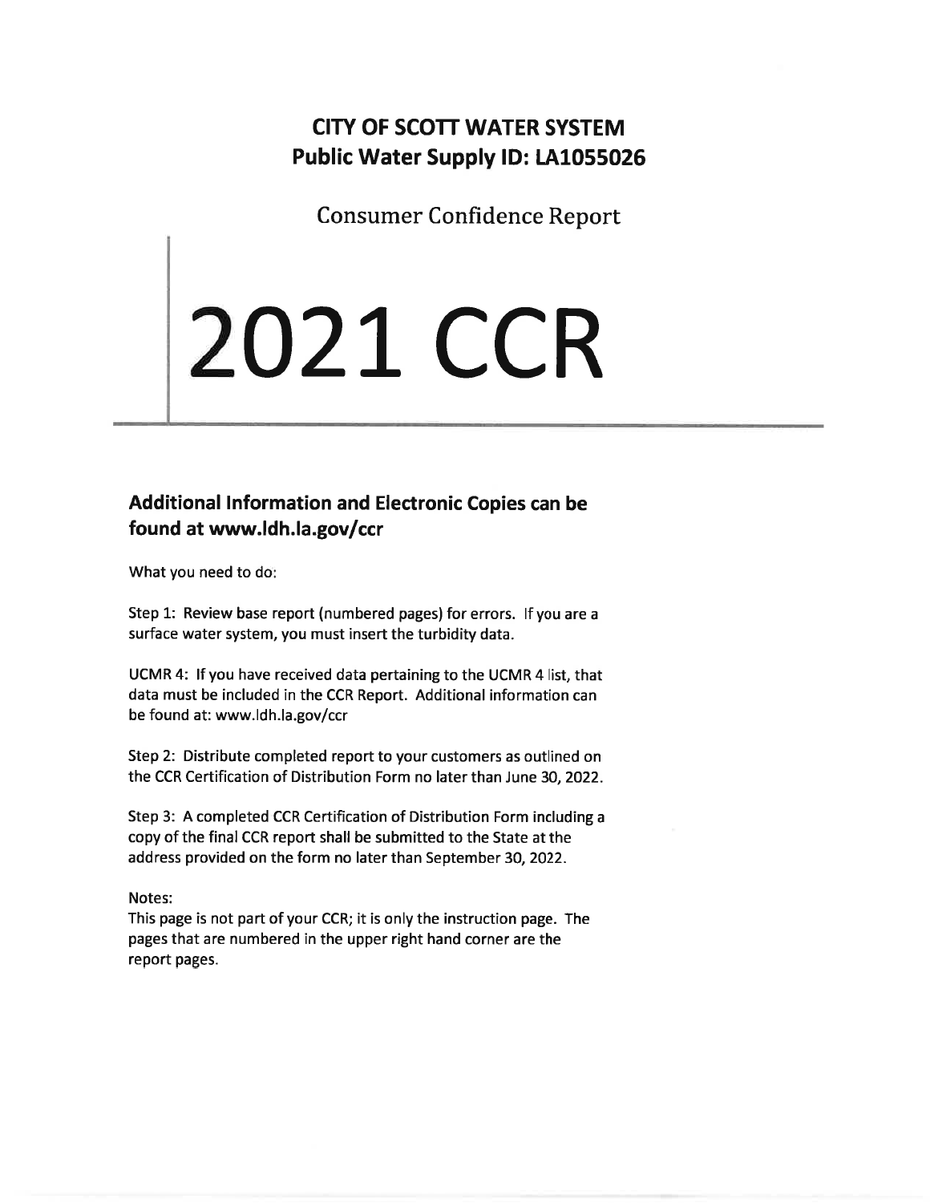# CITY OF SCOTT WATER SYSTEM
# Public Water Supply ID: LA1055026

Consumer Confidence Report

# 2021 CCR

## Additional Information and Electronic Copies can be found at www.ldh.la.gov/ccr

What you need to do:

Step 1: Review base report (numbered pages) for errors. If you are a surface water system, you must insert the turbidity data.

UCMR 4: If you have received data pertaining to the UCMR 4 list, that data must be included in the CCR Report. Additional information can be found at: www.ldh.la.gov/ccr

Step 2: Distribute completed report to your customers as outlined on the CCR Certification of Distribution Form no later than June 30, 2022.

Step 3: A completed CCR Certification of Distribution Form including a copy of the final CCR report shall be submitted to the State at the address provided on the form no later than September 30, 2022.

Notes:
This page is not part of your CCR; it is only the instruction page. The pages that are numbered in the upper right hand corner are the report pages.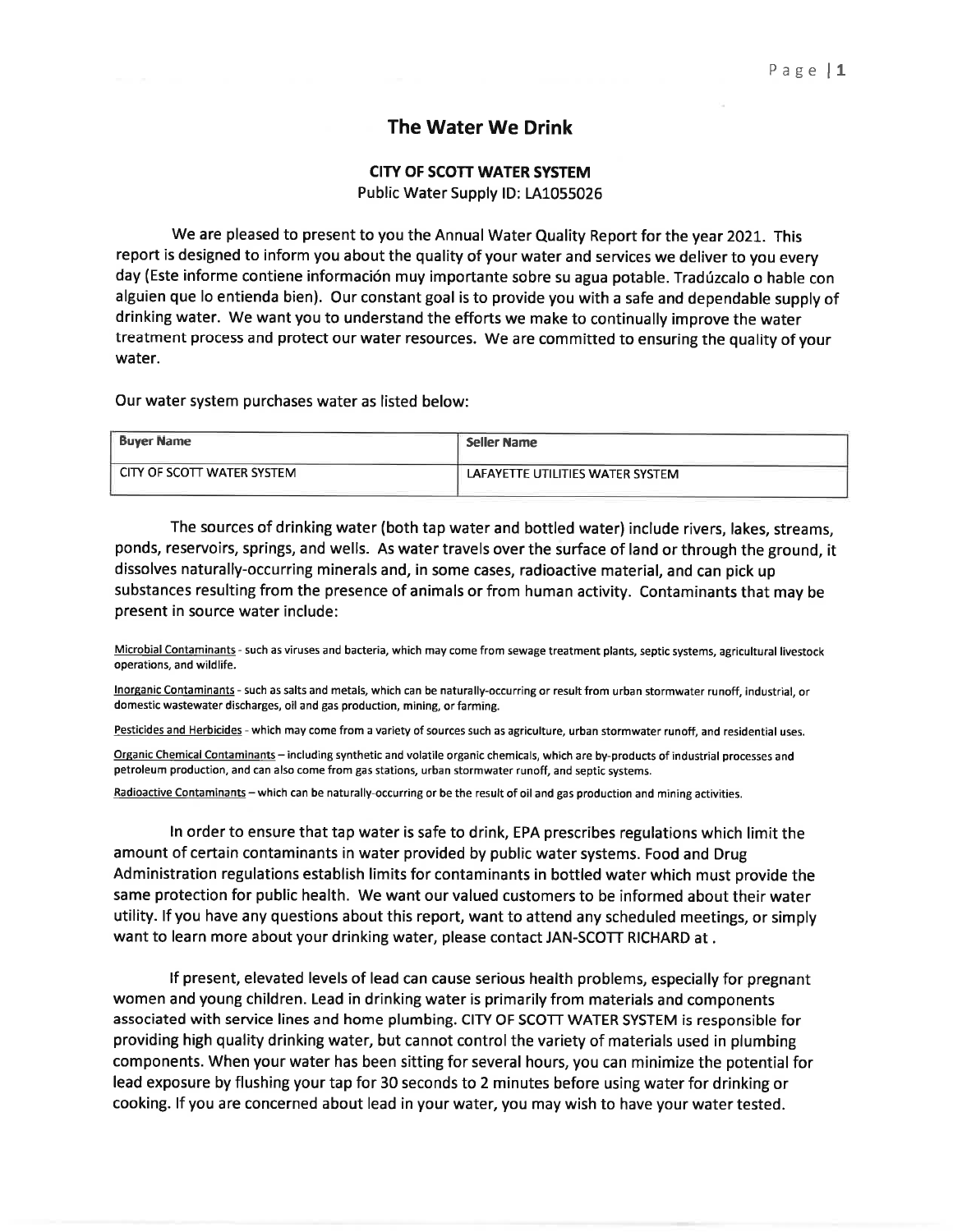# The Water We Drink

**CITY OF SCOTT WATER SYSTEM**

Public Water Supply ID: LA1055026

We are pleased to present to you the Annual Water Quality Report for the year 2021. This report is designed to inform you about the quality of your water and services we deliver to you every day (Este informe contiene información muy importante sobre su agua potable. Tradúzcalo o hable con alguien que lo entienda bien). Our constant goal is to provide you with a safe and dependable supply of drinking water. We want you to understand the efforts we make to continually improve the water treatment process and protect our water resources. We are committed to ensuring the quality of your water.

Our water system purchases water as listed below:

| Buyer Name | Seller Name |
|---|---|
| CITY OF SCOTT WATER SYSTEM | LAFAYETTE UTILITIES WATER SYSTEM |

The sources of drinking water (both tap water and bottled water) include rivers, lakes, streams, ponds, reservoirs, springs, and wells. As water travels over the surface of land or through the ground, it dissolves naturally-occurring minerals and, in some cases, radioactive material, and can pick up substances resulting from the presence of animals or from human activity. Contaminants that may be present in source water include:

Microbial Contaminants - such as viruses and bacteria, which may come from sewage treatment plants, septic systems, agricultural livestock operations, and wildlife.

Inorganic Contaminants - such as salts and metals, which can be naturally-occurring or result from urban stormwater runoff, industrial, or domestic wastewater discharges, oil and gas production, mining, or farming.

Pesticides and Herbicides - which may come from a variety of sources such as agriculture, urban stormwater runoff, and residential uses.

Organic Chemical Contaminants – including synthetic and volatile organic chemicals, which are by-products of industrial processes and petroleum production, and can also come from gas stations, urban stormwater runoff, and septic systems.

Radioactive Contaminants – which can be naturally-occurring or be the result of oil and gas production and mining activities.

In order to ensure that tap water is safe to drink, EPA prescribes regulations which limit the amount of certain contaminants in water provided by public water systems. Food and Drug Administration regulations establish limits for contaminants in bottled water which must provide the same protection for public health. We want our valued customers to be informed about their water utility. If you have any questions about this report, want to attend any scheduled meetings, or simply want to learn more about your drinking water, please contact JAN-SCOTT RICHARD at .

If present, elevated levels of lead can cause serious health problems, especially for pregnant women and young children. Lead in drinking water is primarily from materials and components associated with service lines and home plumbing. CITY OF SCOTT WATER SYSTEM is responsible for providing high quality drinking water, but cannot control the variety of materials used in plumbing components. When your water has been sitting for several hours, you can minimize the potential for lead exposure by flushing your tap for 30 seconds to 2 minutes before using water for drinking or cooking. If you are concerned about lead in your water, you may wish to have your water tested.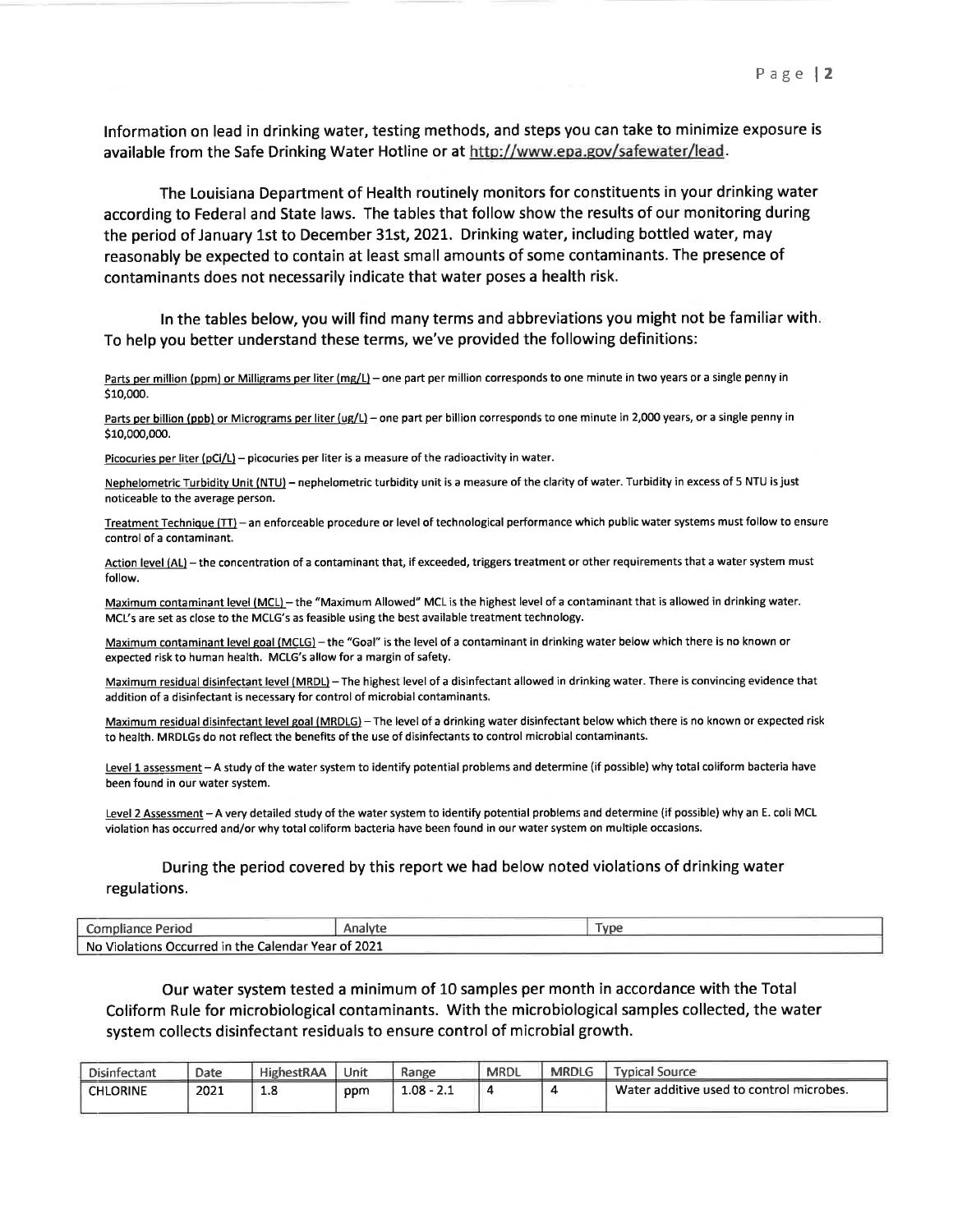Information on lead in drinking water, testing methods, and steps you can take to minimize exposure is available from the Safe Drinking Water Hotline or at http://www.epa.gov/safewater/lead.

The Louisiana Department of Health routinely monitors for constituents in your drinking water according to Federal and State laws. The tables that follow show the results of our monitoring during the period of January 1st to December 31st, 2021. Drinking water, including bottled water, may reasonably be expected to contain at least small amounts of some contaminants. The presence of contaminants does not necessarily indicate that water poses a health risk.

In the tables below, you will find many terms and abbreviations you might not be familiar with. To help you better understand these terms, we've provided the following definitions:

Parts per million (ppm) or Milligrams per liter (mg/L) – one part per million corresponds to one minute in two years or a single penny in $10,000.

Parts per billion (ppb) or Micrograms per liter (ug/L) – one part per billion corresponds to one minute in 2,000 years, or a single penny in $10,000,000.

Picocuries per liter (pCi/L) – picocuries per liter is a measure of the radioactivity in water.

Nephelometric Turbidity Unit (NTU) – nephelometric turbidity unit is a measure of the clarity of water. Turbidity in excess of 5 NTU is just noticeable to the average person.

Treatment Technique (TT) – an enforceable procedure or level of technological performance which public water systems must follow to ensure control of a contaminant.

Action level (AL) – the concentration of a contaminant that, if exceeded, triggers treatment or other requirements that a water system must follow.

Maximum contaminant level (MCL) – the "Maximum Allowed" MCL is the highest level of a contaminant that is allowed in drinking water. MCL's are set as close to the MCLG's as feasible using the best available treatment technology.

Maximum contaminant level goal (MCLG) – the "Goal" is the level of a contaminant in drinking water below which there is no known or expected risk to human health. MCLG's allow for a margin of safety.

Maximum residual disinfectant level (MRDL) – The highest level of a disinfectant allowed in drinking water. There is convincing evidence that addition of a disinfectant is necessary for control of microbial contaminants.

Maximum residual disinfectant level goal (MRDLG) – The level of a drinking water disinfectant below which there is no known or expected risk to health. MRDLGs do not reflect the benefits of the use of disinfectants to control microbial contaminants.

Level 1 assessment – A study of the water system to identify potential problems and determine (if possible) why total coliform bacteria have been found in our water system.

Level 2 Assessment – A very detailed study of the water system to identify potential problems and determine (if possible) why an E. coli MCL violation has occurred and/or why total coliform bacteria have been found in our water system on multiple occasions.

During the period covered by this report we had below noted violations of drinking water regulations.

| Compliance Period | Analyte | Type |
| --- | --- | --- |
| No Violations Occurred in the Calendar Year of 2021 | | |

Our water system tested a minimum of 10 samples per month in accordance with the Total Coliform Rule for microbiological contaminants. With the microbiological samples collected, the water system collects disinfectant residuals to ensure control of microbial growth.

| Disinfectant | Date | HighestRAA | Unit | Range | MRDL | MRDLG | Typical Source |
| --- | --- | --- | --- | --- | --- | --- | --- |
| CHLORINE | 2021 | 1.8 | ppm | 1.08 - 2.1 | 4 | 4 | Water additive used to control microbes. |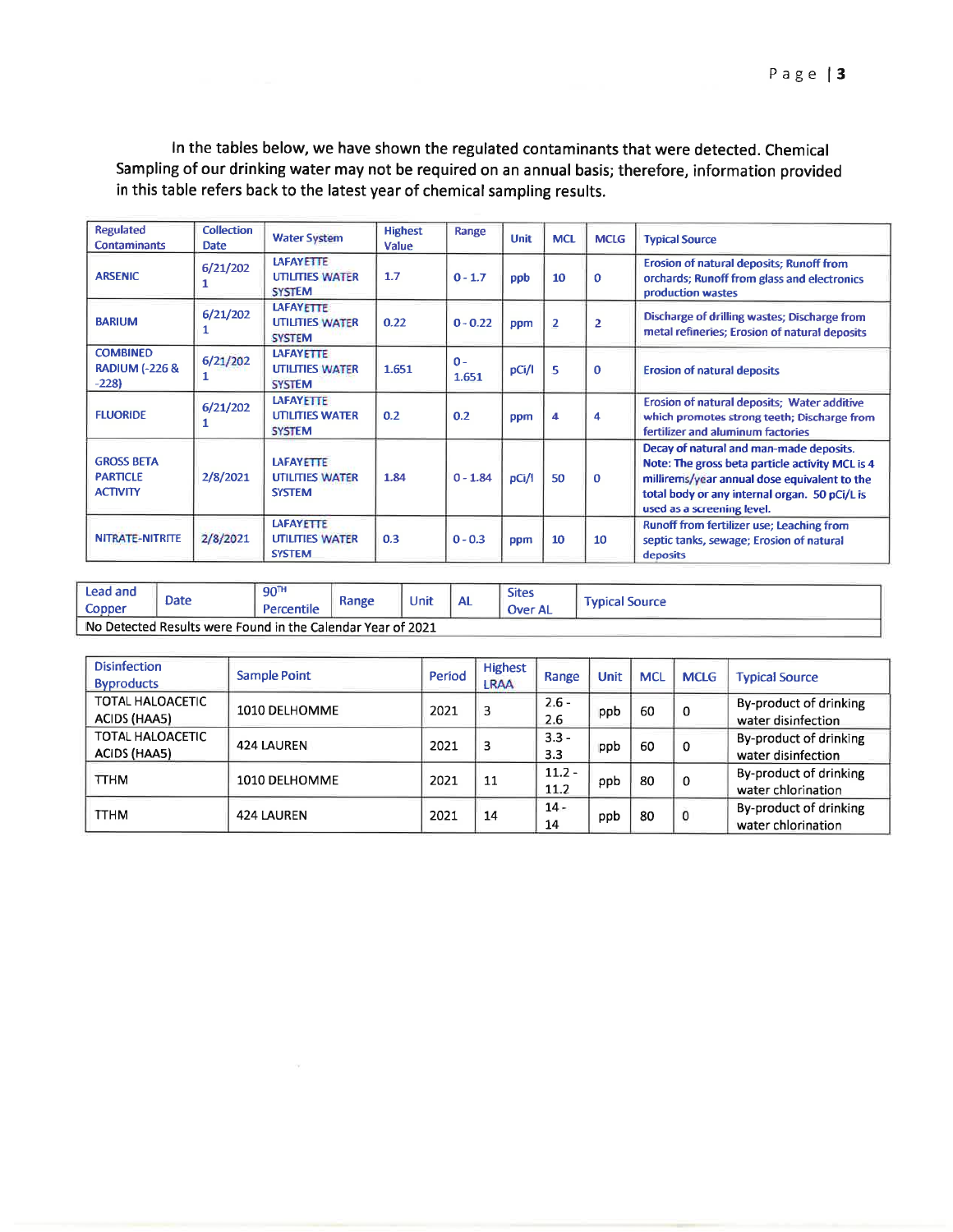In the tables below, we have shown the regulated contaminants that were detected. Chemical Sampling of our drinking water may not be required on an annual basis; therefore, information provided in this table refers back to the latest year of chemical sampling results.

| Regulated Contaminants | Collection Date | Water System | Highest Value | Range | Unit | MCL | MCLG | Typical Source |
|---|---|---|---|---|---|---|---|---|
| ARSENIC | 6/21/2021 | LAFAYETTE UTILITIES WATER SYSTEM | 1.7 | 0 - 1.7 | ppb | 10 | 0 | Erosion of natural deposits; Runoff from orchards; Runoff from glass and electronics production wastes |
| BARIUM | 6/21/2021 | LAFAYETTE UTILITIES WATER SYSTEM | 0.22 | 0 - 0.22 | ppm | 2 | 2 | Discharge of drilling wastes; Discharge from metal refineries; Erosion of natural deposits |
| COMBINED RADIUM (-226 & -228) | 6/21/2021 | LAFAYETTE UTILITIES WATER SYSTEM | 1.651 | 0 - 1.651 | pCi/l | 5 | 0 | Erosion of natural deposits |
| FLUORIDE | 6/21/2021 | LAFAYETTE UTILITIES WATER SYSTEM | 0.2 | 0.2 | ppm | 4 | 4 | Erosion of natural deposits; Water additive which promotes strong teeth; Discharge from fertilizer and aluminum factories |
| GROSS BETA PARTICLE ACTIVITY | 2/8/2021 | LAFAYETTE UTILITIES WATER SYSTEM | 1.84 | 0 - 1.84 | pCi/l | 50 | 0 | Decay of natural and man-made deposits. Note: The gross beta particle activity MCL is 4 millirems/year annual dose equivalent to the total body or any internal organ. 50 pCi/L is used as a screening level. |
| NITRATE-NITRITE | 2/8/2021 | LAFAYETTE UTILITIES WATER SYSTEM | 0.3 | 0 - 0.3 | ppm | 10 | 10 | Runoff from fertilizer use; Leaching from septic tanks, sewage; Erosion of natural deposits |

| Lead and Copper | Date | 90TH Percentile | Range | Unit | AL | Sites Over AL | Typical Source |
|---|---|---|---|---|---|---|---|
| No Detected Results were Found in the Calendar Year of 2021 | | | | | | | |

| Disinfection Byproducts | Sample Point | Period | Highest LRAA | Range | Unit | MCL | MCLG | Typical Source |
|---|---|---|---|---|---|---|---|---|
| TOTAL HALOACETIC ACIDS (HAA5) | 1010 DELHOMME | 2021 | 3 | 2.6 - 2.6 | ppb | 60 | 0 | By-product of drinking water disinfection |
| TOTAL HALOACETIC ACIDS (HAA5) | 424 LAUREN | 2021 | 3 | 3.3 - 3.3 | ppb | 60 | 0 | By-product of drinking water disinfection |
| TTHM | 1010 DELHOMME | 2021 | 11 | 11.2 - 11.2 | ppb | 80 | 0 | By-product of drinking water chlorination |
| TTHM | 424 LAUREN | 2021 | 14 | 14 - 14 | ppb | 80 | 0 | By-product of drinking water chlorination |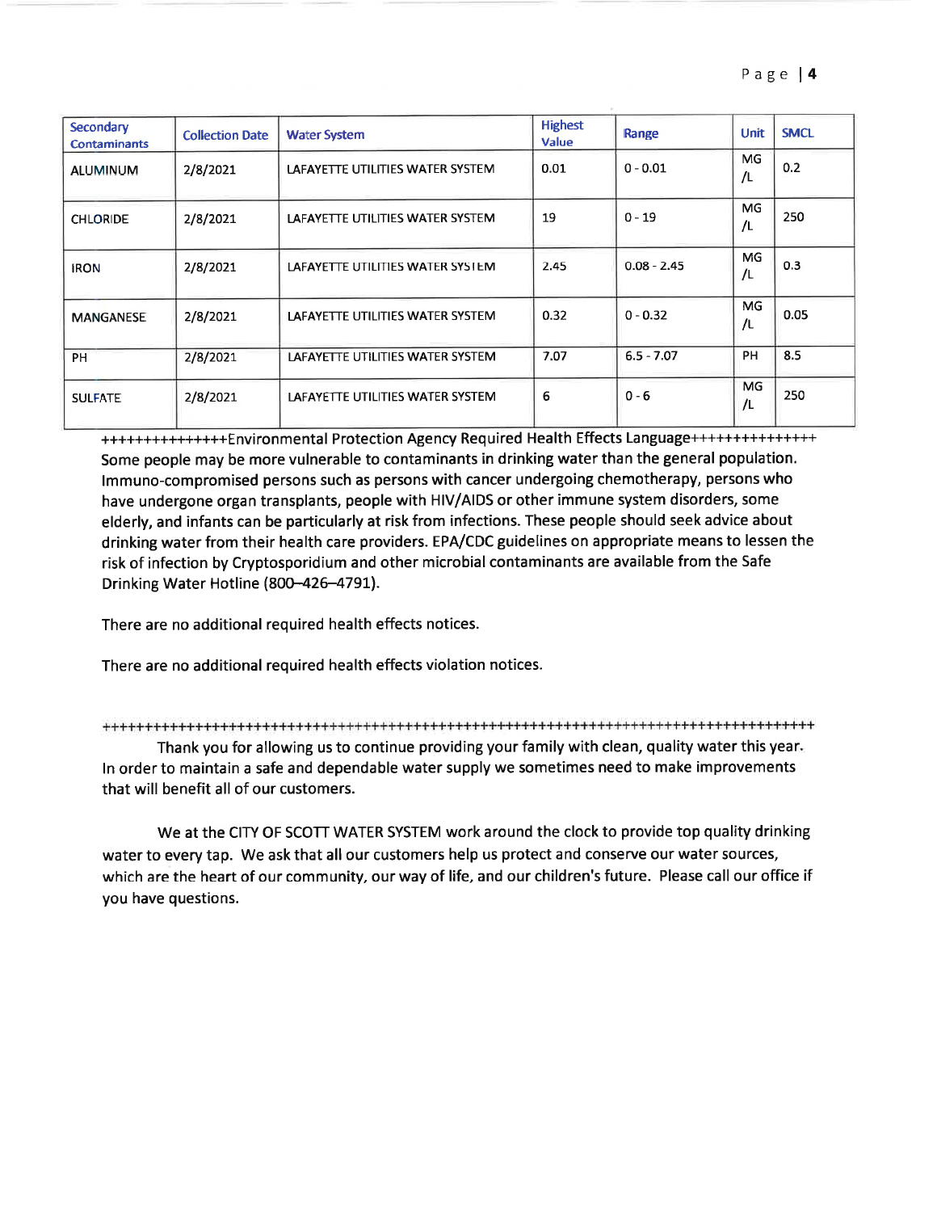| Secondary Contaminants | Collection Date | Water System | Highest Value | Range | Unit | SMCL |
|---|---|---|---|---|---|---|
| ALUMINUM | 2/8/2021 | LAFAYETTE UTILITIES WATER SYSTEM | 0.01 | 0 - 0.01 | MG /L | 0.2 |
| CHLORIDE | 2/8/2021 | LAFAYETTE UTILITIES WATER SYSTEM | 19 | 0 - 19 | MG /L | 250 |
| IRON | 2/8/2021 | LAFAYETTE UTILITIES WATER SYSTEM | 2.45 | 0.08 - 2.45 | MG /L | 0.3 |
| MANGANESE | 2/8/2021 | LAFAYETTE UTILITIES WATER SYSTEM | 0.32 | 0 - 0.32 | MG /L | 0.05 |
| PH | 2/8/2021 | LAFAYETTE UTILITIES WATER SYSTEM | 7.07 | 6.5 - 7.07 | PH | 8.5 |
| SULFATE | 2/8/2021 | LAFAYETTE UTILITIES WATER SYSTEM | 6 | 0 - 6 | MG /L | 250 |

+++++++++++++++Environmental Protection Agency Required Health Effects Language+++++++++++++++

Some people may be more vulnerable to contaminants in drinking water than the general population. Immuno-compromised persons such as persons with cancer undergoing chemotherapy, persons who have undergone organ transplants, people with HIV/AIDS or other immune system disorders, some elderly, and infants can be particularly at risk from infections. These people should seek advice about drinking water from their health care providers. EPA/CDC guidelines on appropriate means to lessen the risk of infection by Cryptosporidium and other microbial contaminants are available from the Safe Drinking Water Hotline (800–426–4791).

There are no additional required health effects notices.

There are no additional required health effects violation notices.

++++++++++++++++++++++++++++++++++++++++++++++++++++++++++++++++++++++++++++++++++++++++++

Thank you for allowing us to continue providing your family with clean, quality water this year. In order to maintain a safe and dependable water supply we sometimes need to make improvements that will benefit all of our customers.

We at the CITY OF SCOTT WATER SYSTEM work around the clock to provide top quality drinking water to every tap. We ask that all our customers help us protect and conserve our water sources, which are the heart of our community, our way of life, and our children's future. Please call our office if you have questions.